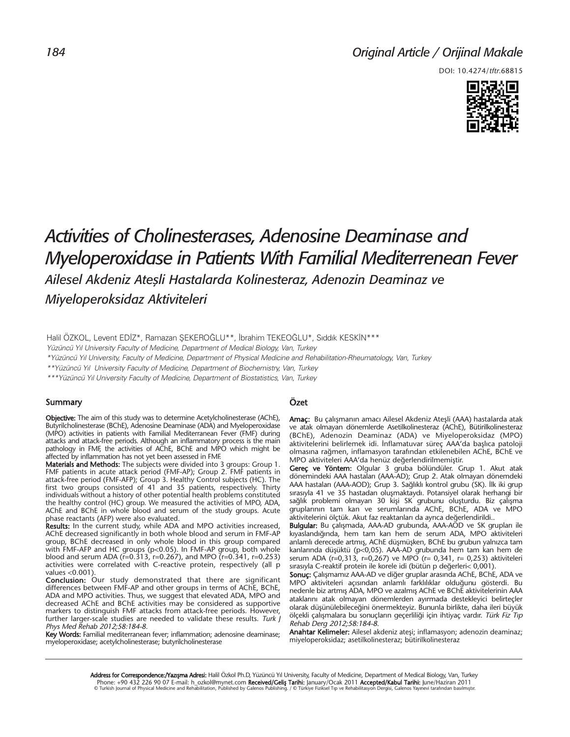Original Article / Orijinal Makale

DOI: 10.4274/tftr.68815

# Activities of Cholinesterases, Adenosine Deaminase and Myeloperoxidase in Patients With Familial Mediterrenean Fever

## Ailesel Akdeniz Ateşli Hastalarda Kolinesteraz, Adenozin Deaminaz ve Miyeloperoksidaz Aktiviteleri

Halil ÖZKOL, Levent EDİZ*, Ramazan ŞEKEROĞLU**, İbrahim TEKEOĞLU*, Sıddık KESKİN***

*Yüzüncü Yıl University Faculty of Medicine, Department of Medical Biology, Van, Turkey*

*\*Yüzüncü Yıl University, Faculty of Medicine, Department of Physical Medicine and Rehabilitation-Rheumatology, Van, Turkey*

*\*\*Yüzüncü Yıl University Faculty of Medicine, Department of Biochemistry, Van, Turkey*

*\*\*\*Yüzüncü Yıl University Faculty of Medicine, Department of Biostatistics, Van, Turkey*

### Summary

**Objective:** The aim of this study was to determine Acetylcholinesterase (AChE), Butyrilcholinesterase (BChE), Adenosine Deaminase (ADA) and Myeloperoxidase (MPO) activities in patients with Familial Mediterranean Fever (FMF) during attacks and attack-free periods. Although an inflammatory process is the main pathology in FMF, the activities of AChE, BChE and MPO which might be affected by inflammation has not yet been assessed in FMF.

**Materials and Methods:** The subjects were divided into 3 groups: Group 1. FMF patients in acute attack period (FMF-AP); Group 2. FMF patients in attack-free period (FMF-AFP); Group 3. Healthy Control subjects (HC). The first two groups consisted of 41 and 35 patients, respectively. Thirty individuals without a history of other potential health problems constituted the healthy control (HC) group. We measured the activities of MPO, ADA, AChE and BChE in whole blood and serum of the study groups. Acute phase reactants (AFP) were also evaluated.

**Results:** In the current study, while ADA and MPO activities increased, AChE decreased significantly in both whole blood and serum in FMF-AP group, BChE decreased in only whole blood in this group compared with FMF-AFP and HC groups ($p<0.05$). In FMF-AP group, both whole blood and serum ADA ($r=0.313$, $r=0.267$), and MPO ($r=0.341$, $r=0.253$) activities were correlated with C-reactive protein, respectively (all p values $<0.001$).

**Conclusion:** Our study demonstrated that there are significant differences between FMF-AP and other groups in terms of AChE, BChE, ADA and MPO activities. Thus, we suggest that elevated ADA, MPO and decreased AChE and BChE activities may be considered as supportive markers to distinguish FMF attacks from attack-free periods. However, further larger-scale studies are needed to validate these results. *Turk J Phys Med Rehab 2012;58:184-8.*

**Key Words:** Familial mediterranean fever; inflammation; adenosine deaminase; myeloperoxidase; acetylcholinesterase; butyrilcholinesterase

### Özet

**Amaç:** Bu çalışmanın amacı Ailesel Akdeniz Ateşli (AAA) hastalarda atak ve atak olmayan dönemlerde Asetilkolinesteraz (AChE), Bütirilkolinesteraz (BChE), Adenozin Deaminaz (ADA) ve Miyeloperoksidaz (MPO) aktivitelerini belirlemek idi. İnflamatuvar süreç AAA'da başlıca patoloji olmasına rağmen, inflamasyon tarafından etkilenebilen AChE, BChE ve MPO aktiviteleri AAA'da henüz değerlendirilmemiştir.

**Gereç ve Yöntem:** Olgular 3 gruba bölündüler. Grup 1. Akut atak dönemindeki AAA hastaları (AAA-AD); Grup 2. Atak olmayan dönemdeki AAA hastaları (AAA-AOD); Grup 3. Sağlıklı kontrol grubu (SK). İlk iki grup sırasıyla 41 ve 35 hastadan oluşmaktaydı. Potansiyel olarak herhangi bir sağlık problemi olmayan 30 kişi SK grubunu oluşturdu. Biz çalışma gruplarının tam kan ve serumlarında AChE, BChE, ADA ve MPO aktivitelerini ölçtük. Akut faz reaktanları da ayrıca değerlendirildi..

**Bulgular:** Bu çalışmada, AAA-AD grubunda, AAA-AOD ve SK grupları ile kıyaslandığında, hem tam kan hem de serum ADA, MPO aktiviteleri anlamlı derecede artmış, AChE düşmüşken, BChE bu grubun yalnızca tam kanlarında düşüktü ($p<0,05$). AAA-AD grubunda hem tam kan hem de serum ADA ($r=0,313$, $r=0,267$) ve MPO ($r= 0,341$, $r= 0,253$) aktiviteleri sırasıyla C-reaktif protein ile korele idi (bütün p değerleri$< 0,001$).

**Sonuç:** Çalışmamız AAA-AD ve diğer gruplar arasında AChE, BChE, ADA ve MPO aktiviteleri açısından anlamlı farklılıklar olduğunu gösterdi. Bu nedenle biz artmış ADA, MPO ve azalmış AChE ve BChE aktivitelerinin AAA ataklarını atak olmayan dönemlerden ayırmada destekleyici belirteçler olarak düşünülebileceğini önermekteyiz. Bununla birlikte, daha ileri büyük ölçekli çalışmalara bu sonuçların geçerliliği için ihtiyaç vardır. *Türk Fiz Tıp Rehab Derg 2012;58:184-8.*

**Anahtar Kelimeler:** Ailesel akdeniz ateşi; inflamasyon; adenozin deaminaz; miyeloperoksidaz; asetilkolinesteraz; bütirilkolinesteraz

---

**Address for Correspondence:/Yazışma Adresi:** Halil Özkol Ph.D, Yüzüncü Yıl University, Faculty of Medicine, Department of Medical Biology, Van, Turkey
Phone: +90 432 226 90 07 E-mail: h_ozkol@mynet.com **Received/Geliş Tarihi:** January/Ocak 2011 **Accepted/Kabul Tarihi:** June/Haziran 2011
© Turkish Journal of Physical Medicine and Rehabilitation, Published by Galenos Publishing. / © Türkiye Fiziksel Tıp ve Rehabilitasyon Dergisi, Galenos Yayınevi tarafından basılmıştır.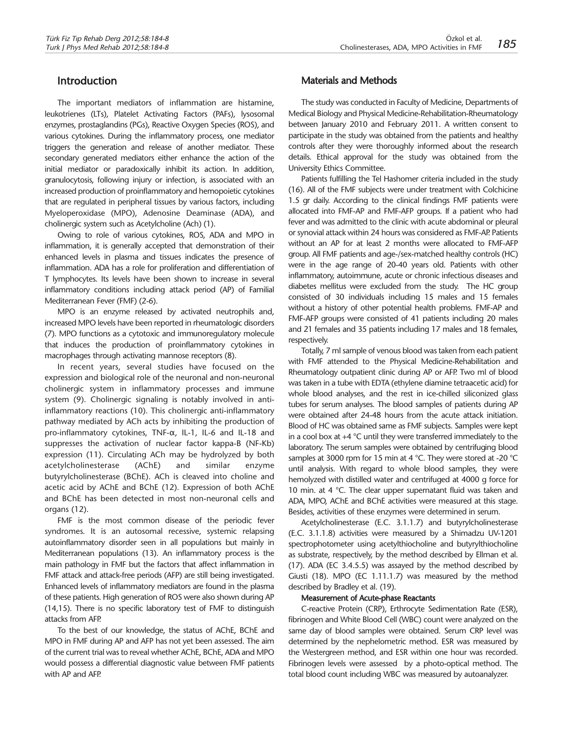## Introduction

The important mediators of inflammation are histamine, leukotrienes (LTs), Platelet Activating Factors (PAFs), lysosomal enzymes, prostaglandins (PGs), Reactive Oxygen Species (ROS), and various cytokines. During the inflammatory process, one mediator triggers the generation and release of another mediator. These secondary generated mediators either enhance the action of the initial mediator or paradoxically inhibit its action. In addition, granulocytosis, following injury or infection, is associated with an increased production of proinflammatory and hemopoietic cytokines that are regulated in peripheral tissues by various factors, including Myeloperoxidase (MPO), Adenosine Deaminase (ADA), and cholinergic system such as Acetylcholine (Ach) (1).

Owing to role of various cytokines, ROS, ADA and MPO in inflammation, it is generally accepted that demonstration of their enhanced levels in plasma and tissues indicates the presence of inflammation. ADA has a role for proliferation and differentiation of T lymphocytes. Its levels have been shown to increase in several inflammatory conditions including attack period (AP) of Familial Mediterranean Fever (FMF) (2-6).

MPO is an enzyme released by activated neutrophils and, increased MPO levels have been reported in rheumatologic disorders (7). MPO functions as a cytotoxic and immunoregulatory molecule that induces the production of proinflammatory cytokines in macrophages through activating mannose receptors (8).

In recent years, several studies have focused on the expression and biological role of the neuronal and non-neuronal cholinergic system in inflammatory processes and immune system (9). Cholinergic signaling is notably involved in anti-inflammatory reactions (10). This cholinergic anti-inflammatory pathway mediated by ACh acts by inhibiting the production of pro-inflammatory cytokines, TNF-α, IL-1, IL-6 and IL-18 and suppresses the activation of nuclear factor kappa-B (NF-Kb) expression (11). Circulating ACh may be hydrolyzed by both acetylcholinesterase (AChE) and similar enzyme butyrylcholinesterase (BChE). ACh is cleaved into choline and acetic acid by AChE and BChE (12). Expression of both AChE and BChE has been detected in most non-neuronal cells and organs (12).

FMF is the most common disease of the periodic fever syndromes. It is an autosomal recessive, systemic relapsing autoinflammatory disorder seen in all populations but mainly in Mediterranean populations (13). An inflammatory process is the main pathology in FMF but the factors that affect inflammation in FMF attack and attack-free periods (AFP) are still being investigated. Enhanced levels of inflammatory mediators are found in the plasma of these patients. High generation of ROS were also shown during AP (14,15). There is no specific laboratory test of FMF to distinguish attacks from AFP.

To the best of our knowledge, the status of AChE, BChE and MPO in FMF during AP and AFP has not yet been assessed. The aim of the current trial was to reveal whether AChE, BChE, ADA and MPO would possess a differential diagnostic value between FMF patients with AP and AFP.

## Materials and Methods

The study was conducted in Faculty of Medicine, Departments of Medical Biology and Physical Medicine-Rehabilitation-Rheumatology between January 2010 and February 2011. A written consent to participate in the study was obtained from the patients and healthy controls after they were thoroughly informed about the research details. Ethical approval for the study was obtained from the University Ethics Committee.

Patients fulfilling the Tel Hashomer criteria included in the study (16). All of the FMF subjects were under treatment with Colchicine 1.5 gr daily. According to the clinical findings FMF patients were allocated into FMF-AP and FMF-AFP groups. If a patient who had fever and was admitted to the clinic with acute abdominal or pleural or synovial attack within 24 hours was considered as FMF-AP. Patients without an AP for at least 2 months were allocated to FMF-AFP group. All FMF patients and age-/sex-matched healthy controls (HC) were in the age range of 20-40 years old. Patients with other inflammatory, autoimmune, acute or chronic infectious diseases and diabetes mellitus were excluded from the study. The HC group consisted of 30 individuals including 15 males and 15 females without a history of other potential health problems. FMF-AP and FMF-AFP groups were consisted of 41 patients including 20 males and 21 females and 35 patients including 17 males and 18 females, respectively.

Totally, 7 ml sample of venous blood was taken from each patient with FMF attended to the Physical Medicine-Rehabilitation and Rheumatology outpatient clinic during AP or AFP. Two ml of blood was taken in a tube with EDTA (ethylene diamine tetraacetic acid) for whole blood analyses, and the rest in ice-chilled siliconized glass tubes for serum analyses. The blood samples of patients during AP were obtained after 24-48 hours from the acute attack initiation. Blood of HC was obtained same as FMF subjects. Samples were kept in a cool box at +4 °C until they were transferred immediately to the laboratory. The serum samples were obtained by centrifuging blood samples at 3000 rpm for 15 min at 4 °C. They were stored at -20 °C until analysis. With regard to whole blood samples, they were hemolyzed with distilled water and centrifuged at 4000 g force for 10 min. at 4 °C. The clear upper supernatant fluid was taken and ADA, MPO, AChE and BChE activities were measured at this stage. Besides, activities of these enzymes were determined in serum.

Acetylcholinesterase (E.C. 3.1.1.7) and butyrylcholinesterase (E.C. 3.1.1.8) activities were measured by a Shimadzu UV-1201 spectrophotometer using acetylthiocholine and butyrylthiocholine as substrate, respectively, by the method described by Ellman et al. (17). ADA (EC 3.4.5.5) was assayed by the method described by Giusti (18). MPO (EC 1.11.1.7) was measured by the method described by Bradley et al. (19).

### Measurement of Acute-phase Reactants

C-reactive Protein (CRP), Erythrocyte Sedimentation Rate (ESR), fibrinogen and White Blood Cell (WBC) count were analyzed on the same day of blood samples were obtained. Serum CRP level was determined by the nephelometric method. ESR was measured by the Westergreen method, and ESR within one hour was recorded. Fibrinogen levels were assessed by a photo-optical method. The total blood count including WBC was measured by autoanalyzer.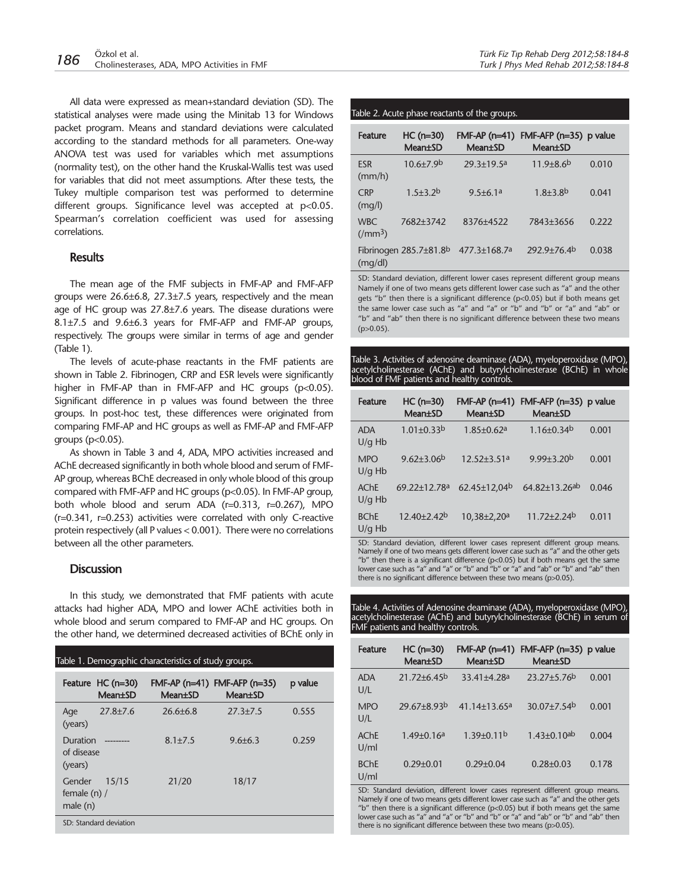All data were expressed as mean+standard deviation (SD). The statistical analyses were made using the Minitab 13 for Windows packet program. Means and standard deviations were calculated according to the standard methods for all parameters. One-way ANOVA test was used for variables which met assumptions (normality test), on the other hand the Kruskal-Wallis test was used for variables that did not meet assumptions. After these tests, the Tukey multiple comparison test was performed to determine different groups. Significance level was accepted at $p<0.05$. Spearman's correlation coefficient was used for assessing correlations.

## Results

The mean age of the FMF subjects in FMF-AP and FMF-AFP groups were 26.6±6.8, 27.3±7.5 years, respectively and the mean age of HC group was 27.8±7.6 years. The disease durations were 8.1±7.5 and 9.6±6.3 years for FMF-AFP and FMF-AP groups, respectively. The groups were similar in terms of age and gender (Table 1).

The levels of acute-phase reactants in the FMF patients are shown in Table 2. Fibrinogen, CRP and ESR levels were significantly higher in FMF-AP than in FMF-AFP and HC groups ($p<0.05$). Significant difference in p values was found between the three groups. In post-hoc test, these differences were originated from comparing FMF-AP and HC groups as well as FMF-AP and FMF-AFP groups ($p<0.05$).

As shown in Table 3 and 4, ADA, MPO activities increased and AChE decreased significantly in both whole blood and serum of FMF-AP group, whereas BChE decreased in only whole blood of this group compared with FMF-AFP and HC groups ($p<0.05$). In FMF-AP group, both whole blood and serum ADA ($r=0.313$, $r=0.267$), MPO ($r=0.341$, $r=0.253$) activities were correlated with only C-reactive protein respectively (all P values < 0.001). There were no correlations between all the other parameters.

## Discussion

In this study, we demonstrated that FMF patients with acute attacks had higher ADA, MPO and lower AChE activities both in whole blood and serum compared to FMF-AP and HC groups. On the other hand, we determined decreased activities of BChE only in

Table 1. Demographic characteristics of study groups.

| Feature | HC (n=30) Mean±SD | FMF-AP (n=41) Mean±SD | FMF-AFP (n=35) Mean±SD | p value |
|---|---|---|---|---|
| Age (years) | 27.8±7.6 | 26.6±6.8 | 27.3±7.5 | 0.555 |
| Duration of disease (years) | --------- | 8.1±7.5 | 9.6±6.3 | 0.259 |
| Gender female (n) / male (n) | 15/15 | 21/20 | 18/17 | |

SD: Standard deviation

Table 2. Acute phase reactants of the groups.

| Feature | HC (n=30) Mean±SD | FMF-AP (n=41) Mean±SD | FMF-AFP (n=35) Mean±SD | p value |
|---|---|---|---|---|
| ESR (mm/h) | 10.6±7.9[b] | 29.3±19.5[a] | 11.9±8.6[b] | 0.010 |
| CRP (mg/l) | 1.5±3.2[b] | 9.5±6.1[a] | 1.8±3.8[b] | 0.041 |
| WBC (/mm$^3$) | 7682±3742 | 8376±4522 | 7843±3656 | 0.222 |
| Fibrinogen (mg/dl) | 285.7±81.8[b] | 477.3±168.7[a] | 292.9±76.4[b] | 0.038 |

SD: Standard deviation, different lower cases represent different group means Namely if one of two means gets different lower case such as "a" and the other gets "b" then there is a significant difference ($p<0.05$) but if both means get the same lower case such as "a" and "a" or "b" and "b" or "a" and "ab" or "b" and "ab" then there is no significant difference between these two means ($p>0.05$).

Table 3. Activities of adenosine deaminase (ADA), myeloperoxidase (MPO), acetylcholinesterase (AChE) and butyrylcholinesterase (BChE) in whole blood of FMF patients and healthy controls.

| Feature | HC (n=30) Mean±SD | FMF-AP (n=41) Mean±SD | FMF-AFP (n=35) Mean±SD | p value |
|---|---|---|---|---|
| ADA U/g Hb | 1.01±0.33[b] | 1.85±0.62[a] | 1.16±0.34[b] | 0.001 |
| MPO U/g Hb | 9.62±3.06[b] | 12.52±3.51[a] | 9.99±3.20[b] | 0.001 |
| AChE U/g Hb | 69.22±12.78[a] | 62.45±12,04[b] | 64.82±13.26[ab] | 0.046 |
| BChE U/g Hb | 12.40±2.42[b] | 10,38±2,20[a] | 11.72±2.24[b] | 0.011 |

SD: Standard deviation, different lower cases represent different group means. Namely if one of two means gets different lower case such as "a" and the other gets "b" then there is a significant difference ($p<0.05$) but if both means get the same lower case such as "a" and "a" or "b" and "b" or "a" and "ab" or "b" and "ab" then there is no significant difference between these two means ($p>0.05$).

Table 4. Activities of Adenosine deaminase (ADA), myeloperoxidase (MPO), acetylcholinesterase (AChE) and butyrylcholinesterase (BChE) in serum of FMF patients and healthy controls.

| Feature | HC (n=30) Mean±SD | FMF-AP (n=41) Mean±SD | FMF-AFP (n=35) Mean±SD | p value |
|---|---|---|---|---|
| ADA U/L | 21.72±6.45[b] | 33.41±4.28[a] | 23.27±5.76[b] | 0.001 |
| MPO U/L | 29.67±8.93[b] | 41.14±13.65[a] | 30.07±7.54[b] | 0.001 |
| AChE U/ml | 1.49±0.16[a] | 1.39±0.11[b] | 1.43±0.10[ab] | 0.004 |
| BChE U/ml | 0.29±0.01 | 0.29±0.04 | 0.28±0.03 | 0.178 |

SD: Standard deviation, different lower cases represent different group means. Namely if one of two means gets different lower case such as "a" and the other gets "b" then there is a significant difference ($p<0.05$) but if both means get the same lower case such as "a" and "a" or "b" and "b" or "a" and "ab" or "b" and "ab" then there is no significant difference between these two means ($p>0.05$).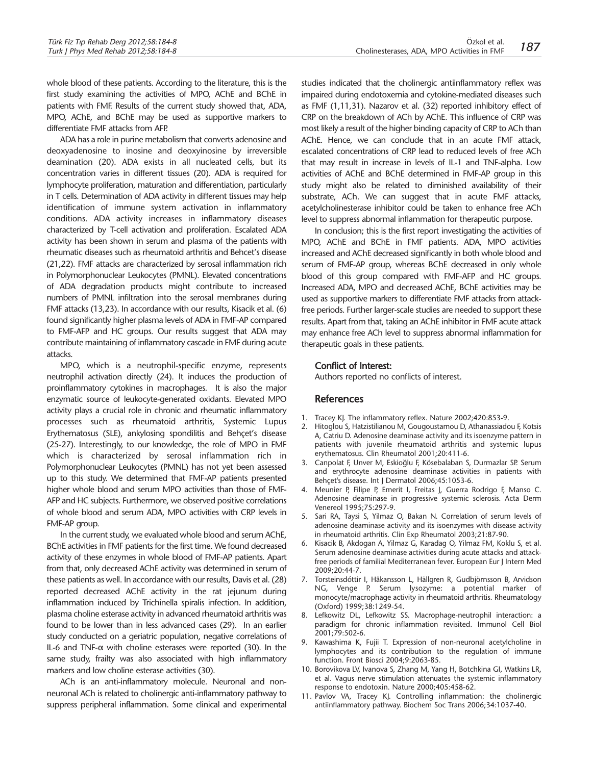whole blood of these patients. According to the literature, this is the first study examining the activities of MPO, AChE and BChE in patients with FMF. Results of the current study showed that, ADA, MPO, AChE, and BChE may be used as supportive markers to differentiate FMF attacks from AFP.

ADA has a role in purine metabolism that converts adenosine and deoxyadenosine to inosine and deoxyinosine by irreversible deamination (20). ADA exists in all nucleated cells, but its concentration varies in different tissues (20). ADA is required for lymphocyte proliferation, maturation and differentiation, particularly in T cells. Determination of ADA activity in different tissues may help identification of immune system activation in inflammatory conditions. ADA activity increases in inflammatory diseases characterized by T-cell activation and proliferation. Escalated ADA activity has been shown in serum and plasma of the patients with rheumatic diseases such as rheumatoid arthritis and Behcet's disease (21,22). FMF attacks are characterized by serosal inflammation rich in Polymorphonuclear Leukocytes (PMNL). Elevated concentrations of ADA degradation products might contribute to increased numbers of PMNL infiltration into the serosal membranes during FMF attacks (13,23). In accordance with our results, Kisacik et al. (6) found significantly higher plasma levels of ADA in FMF-AP compared to FMF-AFP and HC groups. Our results suggest that ADA may contribute maintaining of inflammatory cascade in FMF during acute attacks.

MPO, which is a neutrophil-specific enzyme, represents neutrophil activation directly (24). It induces the production of proinflammatory cytokines in macrophages. It is also the major enzymatic source of leukocyte-generated oxidants. Elevated MPO activity plays a crucial role in chronic and rheumatic inflammatory processes such as rheumatoid arthritis, Systemic Lupus Erythematosus (SLE), ankylosing spondilitis and Behçet's disease (25-27). Interestingly, to our knowledge, the role of MPO in FMF which is characterized by serosal inflammation rich in Polymorphonuclear Leukocytes (PMNL) has not yet been assessed up to this study. We determined that FMF-AP patients presented higher whole blood and serum MPO activities than those of FMF-AFP and HC subjects. Furthermore, we observed positive correlations of whole blood and serum ADA, MPO activities with CRP levels in FMF-AP group.

In the current study, we evaluated whole blood and serum AChE, BChE activities in FMF patients for the first time. We found decreased activity of these enzymes in whole blood of FMF-AP patients. Apart from that, only decreased AChE activity was determined in serum of these patients as well. In accordance with our results, Davis et al. (28) reported decreased AChE activity in the rat jejunum during inflammation induced by Trichinella spiralis infection. In addition, plasma choline esterase activity in advanced rheumatoid arthritis was found to be lower than in less advanced cases (29). In an earlier study conducted on a geriatric population, negative correlations of IL-6 and TNF-α with choline esterases were reported (30). In the same study, frailty was also associated with high inflammatory markers and low choline esterase activities (30).

ACh is an anti-inflammatory molecule. Neuronal and non-neuronal ACh is related to cholinergic anti-inflammatory pathway to suppress peripheral inflammation. Some clinical and experimental studies indicated that the cholinergic antiinflammatory reflex was impaired during endotoxemia and cytokine-mediated diseases such as FMF (1,11,31). Nazarov et al. (32) reported inhibitory effect of CRP on the breakdown of ACh by AChE. This influence of CRP was most likely a result of the higher binding capacity of CRP to ACh than AChE. Hence, we can conclude that in an acute FMF attack, escalated concentrations of CRP lead to reduced levels of free ACh that may result in increase in levels of IL-1 and TNF-alpha. Low activities of AChE and BChE determined in FMF-AP group in this study might also be related to diminished availability of their substrate, ACh. We can suggest that in acute FMF attacks, acetylcholinesterase inhibitor could be taken to enhance free ACh level to suppress abnormal inflammation for therapeutic purpose.

In conclusion; this is the first report investigating the activities of MPO, AChE and BChE in FMF patients. ADA, MPO activities increased and AChE decreased significantly in both whole blood and serum of FMF-AP group, whereas BChE decreased in only whole blood of this group compared with FMF-AFP and HC groups. Increased ADA, MPO and decreased AChE, BChE activities may be used as supportive markers to differentiate FMF attacks from attack-free periods. Further larger-scale studies are needed to support these results. Apart from that, taking an AChE inhibitor in FMF acute attack may enhance free ACh level to suppress abnormal inflammation for therapeutic goals in these patients.

## Conflict of Interest:

Authors reported no conflicts of interest.

## References

1. Tracey KJ. The inflammatory reflex. Nature 2002;420:853-9.
2. Hitoglou S, Hatzistilianou M, Gougoustamou D, Athanassiadou F, Kotsis A, Catriu D. Adenosine deaminase activity and its isoenzyme pattern in patients with juvenile rheumatoid arthritis and systemic lupus erythematosus. Clin Rheumatol 2001;20:411-6.
3. Canpolat F, Unver M, Eskioğlu F, Kösebalaban S, Durmazlar SP. Serum and erythrocyte adenosine deaminase activities in patients with Behçet's disease. Int J Dermatol 2006;45:1053-6.
4. Meunier P, Filipe P, Emerit I, Freitas J, Guerra Rodrigo F, Manso C. Adenosine deaminase in progressive systemic sclerosis. Acta Derm Venereol 1995;75:297-9.
5. Sari RA, Taysi S, Yilmaz O, Bakan N. Correlation of serum levels of adenosine deaminase activity and its isoenzymes with disease activity in rheumatoid arthritis. Clin Exp Rheumatol 2003;21:87-90.
6. Kisacik B, Akdogan A, Yilmaz G, Karadag O, Yilmaz FM, Koklu S, et al. Serum adenosine deaminase activities during acute attacks and attack-free periods of familial Mediterranean fever. European Eur J Intern Med 2009;20:44-7.
7. Torsteinsdóttir I, Håkansson L, Hällgren R, Gudbjörnsson B, Arvidson NG, Venge P. Serum lysozyme: a potential marker of monocyte/macrophage activity in rheumatoid arthritis. Rheumatology (Oxford) 1999;38:1249-54.
8. Lefkowitz DL, Lefkowitz SS. Macrophage-neutrophil interaction: a paradigm for chronic inflammation revisited. Immunol Cell Biol 2001;79:502-6.
9. Kawashima K, Fujii T. Expression of non-neuronal acetylcholine in lymphocytes and its contribution to the regulation of immune function. Front Biosci 2004;9:2063-85.
10. Borovikova LV, Ivanova S, Zhang M, Yang H, Botchkina GI, Watkins LR, et al. Vagus nerve stimulation attenuates the systemic inflammatory response to endotoxin. Nature 2000;405:458-62.
11. Pavlov VA, Tracey KJ. Controlling inflammation: the cholinergic antiinflammatory pathway. Biochem Soc Trans 2006;34:1037-40.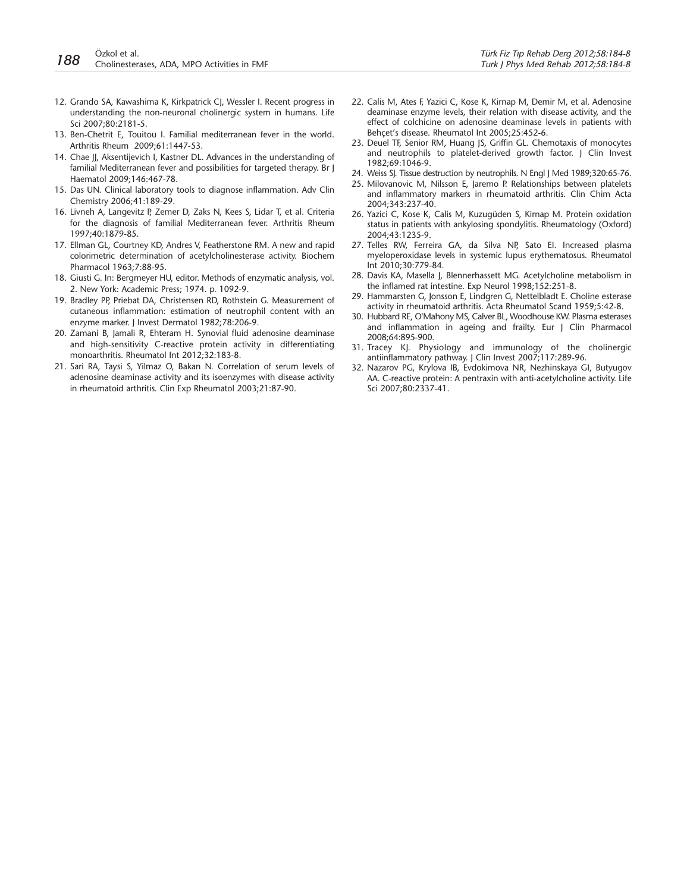12. Grando SA, Kawashima K, Kirkpatrick CJ, Wessler I. Recent progress in understanding the non-neuronal cholinergic system in humans. Life Sci 2007;80:2181-5.
13. Ben-Chetrit E, Touitou I. Familial mediterranean fever in the world. Arthritis Rheum 2009;61:1447-53.
14. Chae JJ, Aksentijevich I, Kastner DL. Advances in the understanding of familial Mediterranean fever and possibilities for targeted therapy. Br J Haematol 2009;146:467-78.
15. Das UN. Clinical laboratory tools to diagnose inflammation. Adv Clin Chemistry 2006;41:189-29.
16. Livneh A, Langevitz P, Zemer D, Zaks N, Kees S, Lidar T, et al. Criteria for the diagnosis of familial Mediterranean fever. Arthritis Rheum 1997;40:1879-85.
17. Ellman GL, Courtney KD, Andres V, Featherstone RM. A new and rapid colorimetric determination of acetylcholinesterase activity. Biochem Pharmacol 1963;7:88-95.
18. Giusti G. In: Bergmeyer HU, editor. Methods of enzymatic analysis, vol. 2. New York: Academic Press; 1974. p. 1092-9.
19. Bradley PP, Priebat DA, Christensen RD, Rothstein G. Measurement of cutaneous inflammation: estimation of neutrophil content with an enzyme marker. J Invest Dermatol 1982;78:206-9.
20. Zamani B, Jamali R, Ehteram H. Synovial fluid adenosine deaminase and high-sensitivity C-reactive protein activity in differentiating monoarthritis. Rheumatol Int 2012;32:183-8.
21. Sari RA, Taysi S, Yilmaz O, Bakan N. Correlation of serum levels of adenosine deaminase activity and its isoenzymes with disease activity in rheumatoid arthritis. Clin Exp Rheumatol 2003;21:87-90.
22. Calis M, Ates F, Yazici C, Kose K, Kirnap M, Demir M, et al. Adenosine deaminase enzyme levels, their relation with disease activity, and the effect of colchicine on adenosine deaminase levels in patients with Behçet's disease. Rheumatol Int 2005;25:452-6.
23. Deuel TF, Senior RM, Huang JS, Griffin GL. Chemotaxis of monocytes and neutrophils to platelet-derived growth factor. J Clin Invest 1982;69:1046-9.
24. Weiss SJ. Tissue destruction by neutrophils. N Engl J Med 1989;320:65-76.
25. Milovanovic M, Nilsson E, Jaremo P. Relationships between platelets and inflammatory markers in rheumatoid arthritis. Clin Chim Acta 2004;343:237-40.
26. Yazici C, Kose K, Calis M, Kuzugüden S, Kirnap M. Protein oxidation status in patients with ankylosing spondylitis. Rheumatology (Oxford) 2004;43:1235-9.
27. Telles RW, Ferreira GA, da Silva NP, Sato EI. Increased plasma myeloperoxidase levels in systemic lupus erythematosus. Rheumatol Int 2010;30:779-84.
28. Davis KA, Masella J, Blennerhassett MG. Acetylcholine metabolism in the inflamed rat intestine. Exp Neurol 1998;152:251-8.
29. Hammarsten G, Jonsson E, Lindgren G, Nettelbladt E. Choline esterase activity in rheumatoid arthritis. Acta Rheumatol Scand 1959;5:42-8.
30. Hubbard RE, O'Mahony MS, Calver BL, Woodhouse KW. Plasma esterases and inflammation in ageing and frailty. Eur J Clin Pharmacol 2008;64:895-900.
31. Tracey KJ. Physiology and immunology of the cholinergic antiinflammatory pathway. J Clin Invest 2007;117:289-96.
32. Nazarov PG, Krylova IB, Evdokimova NR, Nezhinskaya GI, Butyugov AA. C-reactive protein: A pentraxin with anti-acetylcholine activity. Life Sci 2007;80:2337-41.